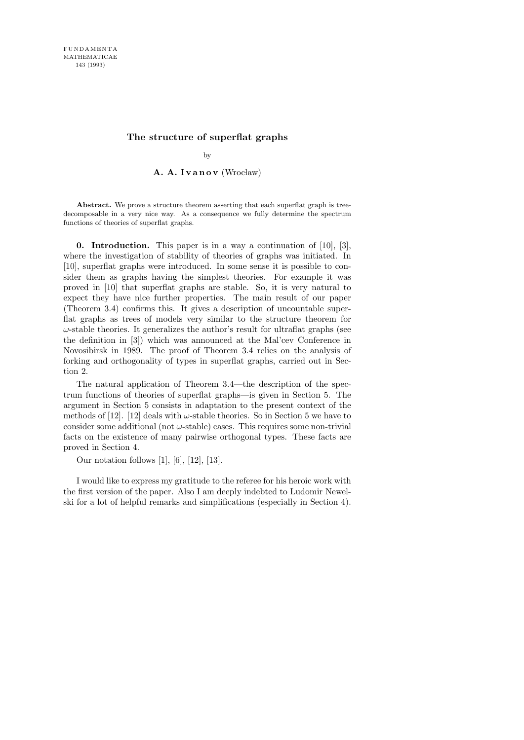# The structure of superflat graphs

by

**A. A. Ivanov** (Wrocław)

**Abstract.** We prove a structure theorem asserting that each superflat graph is tree-decomposable in a very nice way. As a consequence we fully determine the spectrum functions of theories of superflat graphs.

**0. Introduction.** This paper is in a way a continuation of [10], [3], where the investigation of stability of theories of graphs was initiated. In [10], superflat graphs were introduced. In some sense it is possible to consider them as graphs having the simplest theories. For example it was proved in [10] that superflat graphs are stable. So, it is very natural to expect they have nice further properties. The main result of our paper (Theorem 3.4) confirms this. It gives a description of uncountable superflat graphs as trees of models very similar to the structure theorem for $\omega$-stable theories. It generalizes the author's result for ultraflat graphs (see the definition in [3]) which was announced at the Mal'cev Conference in Novosibirsk in 1989. The proof of Theorem 3.4 relies on the analysis of forking and orthogonality of types in superflat graphs, carried out in Section 2.

The natural application of Theorem 3.4—the description of the spectrum functions of theories of superflat graphs—is given in Section 5. The argument in Section 5 consists in adaptation to the present context of the methods of [12]. [12] deals with $\omega$-stable theories. So in Section 5 we have to consider some additional (not $\omega$-stable) cases. This requires some non-trivial facts on the existence of many pairwise orthogonal types. These facts are proved in Section 4.

Our notation follows [1], [6], [12], [13].

I would like to express my gratitude to the referee for his heroic work with the first version of the paper. Also I am deeply indebted to Ludomir Newelski for a lot of helpful remarks and simplifications (especially in Section 4).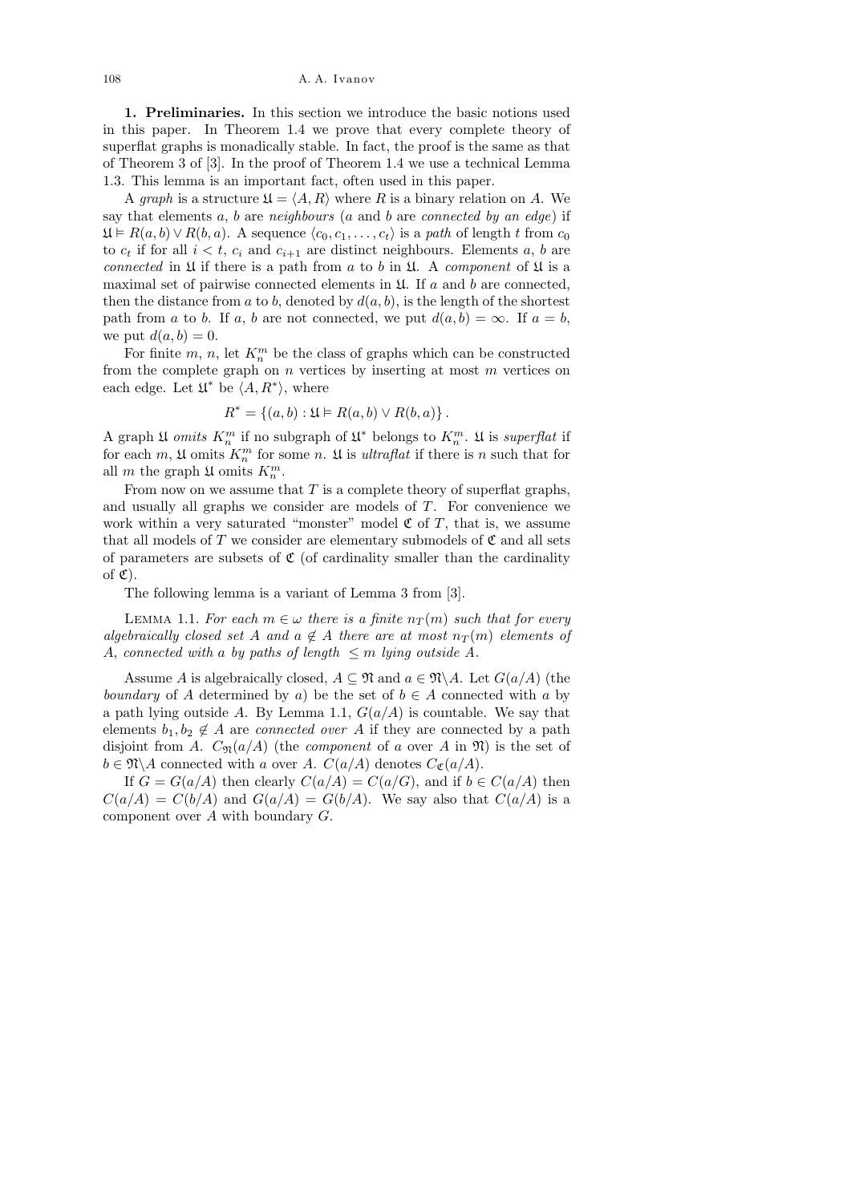**1. Preliminaries.** In this section we introduce the basic notions used in this paper. In Theorem 1.4 we prove that every complete theory of superflat graphs is monadically stable. In fact, the proof is the same as that of Theorem 3 of [3]. In the proof of Theorem 1.4 we use a technical Lemma 1.3. This lemma is an important fact, often used in this paper.

A *graph* is a structure $\mathfrak{A} = \langle A, R\rangle$ where $R$ is a binary relation on $A$. We say that elements $a$, $b$ are *neighbours* ($a$ and $b$ are *connected by an edge*) if $\mathfrak{A} \vDash R(a, b) \vee R(b, a)$. A sequence $\langle c_0, c_1, \ldots, c_t\rangle$ is a *path* of length $t$ from $c_0$ to $c_t$ if for all $i < t$, $c_i$ and $c_{i+1}$ are distinct neighbours. Elements $a$, $b$ are *connected* in $\mathfrak{A}$ if there is a path from $a$ to $b$ in $\mathfrak{A}$. A *component* of $\mathfrak{A}$ is a maximal set of pairwise connected elements in $\mathfrak{A}$. If $a$ and $b$ are connected, then the distance from $a$ to $b$, denoted by $d(a, b)$, is the length of the shortest path from $a$ to $b$. If $a$, $b$ are not connected, we put $d(a, b) = \infty$. If $a = b$, we put $d(a, b) = 0$.

For finite $m$, $n$, let $K^m_n$ be the class of graphs which can be constructed from the complete graph on $n$ vertices by inserting at most $m$ vertices on each edge. Let $\mathfrak{A}^*$ be $\langle A, R^*\rangle$, where

$$R^* = \{(a, b) : \mathfrak{A} \vDash R(a, b) \vee R(b, a)\}.$$

A graph $\mathfrak{A}$ *omits* $K^m_n$ if no subgraph of $\mathfrak{A}^*$ belongs to $K^m_n$. $\mathfrak{A}$ is *superflat* if for each $m$, $\mathfrak{A}$ omits $K^m_n$ for some $n$. $\mathfrak{A}$ is *ultraflat* if there is $n$ such that for all $m$ the graph $\mathfrak{A}$ omits $K^m_n$.

From now on we assume that $T$ is a complete theory of superflat graphs, and usually all graphs we consider are models of $T$. For convenience we work within a very saturated "monster" model $\mathfrak{C}$ of $T$, that is, we assume that all models of $T$ we consider are elementary submodels of $\mathfrak{C}$ and all sets of parameters are subsets of $\mathfrak{C}$ (of cardinality smaller than the cardinality of $\mathfrak{C}$).

The following lemma is a variant of Lemma 3 from [3].

Lemma 1.1. *For each $m \in \omega$ there is a finite $n_T(m)$ such that for every algebraically closed set $A$ and $a \notin A$ there are at most $n_T(m)$ elements of $A$, connected with $a$ by paths of length $\leq m$ lying outside $A$.*

Assume $A$ is algebraically closed, $A \subseteq \mathfrak{N}$ and $a \in \mathfrak{N}\backslash A$. Let $G(a/A)$ (the *boundary* of $A$ determined by $a$) be the set of $b \in A$ connected with $a$ by a path lying outside $A$. By Lemma 1.1, $G(a/A)$ is countable. We say that elements $b_1, b_2 \notin A$ are *connected over* $A$ if they are connected by a path disjoint from $A$. $C_{\mathfrak{N}}(a/A)$ (the *component* of $a$ over $A$ in $\mathfrak{N}$) is the set of $b \in \mathfrak{N}\backslash A$ connected with $a$ over $A$. $C(a/A)$ denotes $C_{\mathfrak{C}}(a/A)$.

If $G = G(a/A)$ then clearly $C(a/A) = C(a/G)$, and if $b \in C(a/A)$ then $C(a/A) = C(b/A)$ and $G(a/A) = G(b/A)$. We say also that $C(a/A)$ is a component over $A$ with boundary $G$.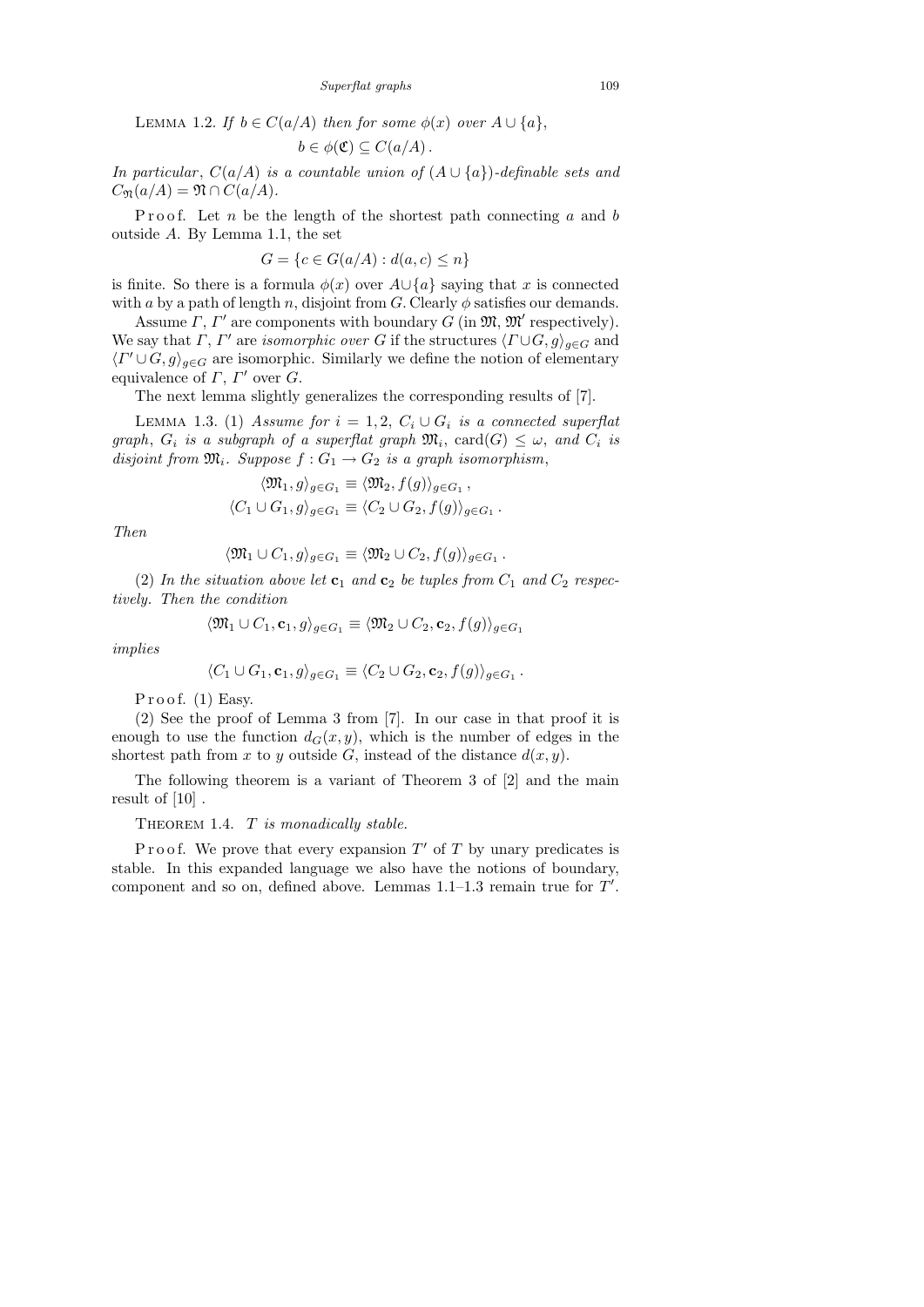Lemma 1.2. *If $b \in C(a/A)$ then for some $\phi(x)$ over $A \cup \{a\}$,*

$$b \in \phi(\mathfrak{C}) \subseteq C(a/A)\,.$$

*In particular, $C(a/A)$ is a countable union of $(A \cup \{a\})$-definable sets and $C_{\mathfrak{N}}(a/A) = \mathfrak{N} \cap C(a/A)$.*

Proof. Let $n$ be the length of the shortest path connecting $a$ and $b$ outside $A$. By Lemma 1.1, the set

$$G = \{c \in G(a/A) : d(a,c) \leq n\}$$

is finite. So there is a formula $\phi(x)$ over $A \cup \{a\}$ saying that $x$ is connected with $a$ by a path of length $n$, disjoint from $G$. Clearly $\phi$ satisfies our demands.

Assume $\Gamma$, $\Gamma'$ are components with boundary $G$ (in $\mathfrak{M}$, $\mathfrak{M}'$ respectively). We say that $\Gamma$, $\Gamma'$ are *isomorphic over* $G$ if the structures $\langle \Gamma \cup G, g\rangle_{g\in G}$ and $\langle \Gamma' \cup G, g\rangle_{g\in G}$ are isomorphic. Similarly we define the notion of elementary equivalence of $\Gamma$, $\Gamma'$ over $G$.

The next lemma slightly generalizes the corresponding results of [7].

Lemma 1.3. (1) *Assume for $i = 1, 2$, $C_i \cup G_i$ is a connected superflat graph, $G_i$ is a subgraph of a superflat graph $\mathfrak{M}_i$, $\mathrm{card}(G) \leq \omega$, and $C_i$ is disjoint from $\mathfrak{M}_i$. Suppose $f : G_1 \to G_2$ is a graph isomorphism,*

$$\langle \mathfrak{M}_1, g\rangle_{g\in G_1} \equiv \langle \mathfrak{M}_2, f(g)\rangle_{g\in G_1}\,,$$
$$\langle C_1 \cup G_1, g\rangle_{g\in G_1} \equiv \langle C_2 \cup G_2, f(g)\rangle_{g\in G_1}\,.$$

*Then*

$$\langle \mathfrak{M}_1 \cup C_1, g\rangle_{g\in G_1} \equiv \langle \mathfrak{M}_2 \cup C_2, f(g)\rangle_{g\in G_1}\,.$$

(2) *In the situation above let $\mathbf{c}_1$ and $\mathbf{c}_2$ be tuples from $C_1$ and $C_2$ respectively. Then the condition*

$$\langle \mathfrak{M}_1 \cup C_1, \mathbf{c}_1, g\rangle_{g\in G_1} \equiv \langle \mathfrak{M}_2 \cup C_2, \mathbf{c}_2, f(g)\rangle_{g\in G_1}$$

*implies*

$$\langle C_1 \cup G_1, \mathbf{c}_1, g\rangle_{g\in G_1} \equiv \langle C_2 \cup G_2, \mathbf{c}_2, f(g)\rangle_{g\in G_1}\,.$$

Proof. (1) Easy.

(2) See the proof of Lemma 3 from [7]. In our case in that proof it is enough to use the function $d_G(x,y)$, which is the number of edges in the shortest path from $x$ to $y$ outside $G$, instead of the distance $d(x,y)$.

The following theorem is a variant of Theorem 3 of [2] and the main result of [10] .

Theorem 1.4. *$T$ is monadically stable.*

Proof. We prove that every expansion $T'$ of $T$ by unary predicates is stable. In this expanded language we also have the notions of boundary, component and so on, defined above. Lemmas 1.1–1.3 remain true for $T'$.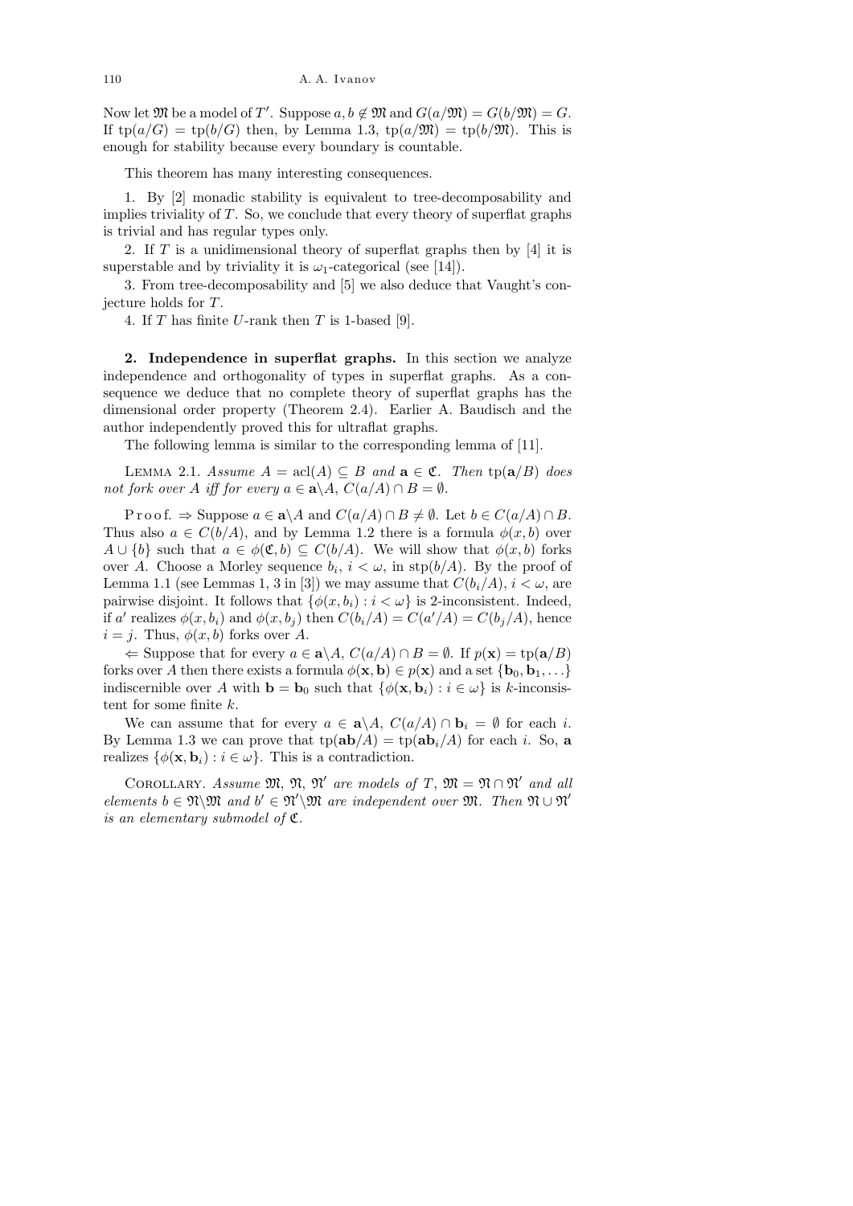Now let $\mathfrak{M}$ be a model of $T'$. Suppose $a, b \notin \mathfrak{M}$ and $G(a/\mathfrak{M}) = G(b/\mathfrak{M}) = G$. If $\text{tp}(a/G) = \text{tp}(b/G)$ then, by Lemma 1.3, $\text{tp}(a/\mathfrak{M}) = \text{tp}(b/\mathfrak{M})$. This is enough for stability because every boundary is countable.

This theorem has many interesting consequences.

1. By [2] monadic stability is equivalent to tree-decomposability and implies triviality of $T$. So, we conclude that every theory of superflat graphs is trivial and has regular types only.

2. If $T$ is a unidimensional theory of superflat graphs then by [4] it is superstable and by triviality it is $\omega_1$-categorical (see [14]).

3. From tree-decomposability and [5] we also deduce that Vaught's conjecture holds for $T$.

4. If $T$ has finite $U$-rank then $T$ is 1-based [9].

## 2. Independence in superflat graphs.

In this section we analyze independence and orthogonality of types in superflat graphs. As a consequence we deduce that no complete theory of superflat graphs has the dimensional order property (Theorem 2.4). Earlier A. Baudisch and the author independently proved this for ultraflat graphs.

The following lemma is similar to the corresponding lemma of [11].

LEMMA 2.1. *Assume $A = \text{acl}(A) \subseteq B$ and $\mathbf{a} \in \mathfrak{C}$. Then $\text{tp}(\mathbf{a}/B)$ does not fork over $A$ iff for every $a \in \mathbf{a}\backslash A$, $C(a/A) \cap B = \emptyset$.*

Proof. $\Rightarrow$ Suppose $a \in \mathbf{a}\backslash A$ and $C(a/A) \cap B \neq \emptyset$. Let $b \in C(a/A) \cap B$. Thus also $a \in C(b/A)$, and by Lemma 1.2 there is a formula $\phi(x, b)$ over $A \cup \{b\}$ such that $a \in \phi(\mathfrak{C}, b) \subseteq C(b/A)$. We will show that $\phi(x, b)$ forks over $A$. Choose a Morley sequence $b_i$, $i < \omega$, in $\text{stp}(b/A)$. By the proof of Lemma 1.1 (see Lemmas 1, 3 in [3]) we may assume that $C(b_i/A)$, $i < \omega$, are pairwise disjoint. It follows that $\{\phi(x, b_i) : i < \omega\}$ is 2-inconsistent. Indeed, if $a'$ realizes $\phi(x, b_i)$ and $\phi(x, b_j)$ then $C(b_i/A) = C(a'/A) = C(b_j/A)$, hence $i = j$. Thus, $\phi(x, b)$ forks over $A$.

$\Leftarrow$ Suppose that for every $a \in \mathbf{a}\backslash A$, $C(a/A) \cap B = \emptyset$. If $p(\mathbf{x}) = \text{tp}(\mathbf{a}/B)$ forks over $A$ then there exists a formula $\phi(\mathbf{x}, \mathbf{b}) \in p(\mathbf{x})$ and a set $\{\mathbf{b}_0, \mathbf{b}_1, \ldots\}$ indiscernible over $A$ with $\mathbf{b} = \mathbf{b}_0$ such that $\{\phi(\mathbf{x}, \mathbf{b}_i) : i \in \omega\}$ is $k$-inconsistent for some finite $k$.

We can assume that for every $a \in \mathbf{a}\backslash A$, $C(a/A) \cap \mathbf{b}_i = \emptyset$ for each $i$. By Lemma 1.3 we can prove that $\text{tp}(\mathbf{ab}/A) = \text{tp}(\mathbf{ab}_i/A)$ for each $i$. So, $\mathbf{a}$ realizes $\{\phi(\mathbf{x}, \mathbf{b}_i) : i \in \omega\}$. This is a contradiction.

COROLLARY. *Assume $\mathfrak{M}$, $\mathfrak{N}$, $\mathfrak{N}'$ are models of $T$, $\mathfrak{M} = \mathfrak{N} \cap \mathfrak{N}'$ and all elements $b \in \mathfrak{N}\backslash\mathfrak{M}$ and $b' \in \mathfrak{N}'\backslash\mathfrak{M}$ are independent over $\mathfrak{M}$. Then $\mathfrak{N} \cup \mathfrak{N}'$ is an elementary submodel of $\mathfrak{C}$.*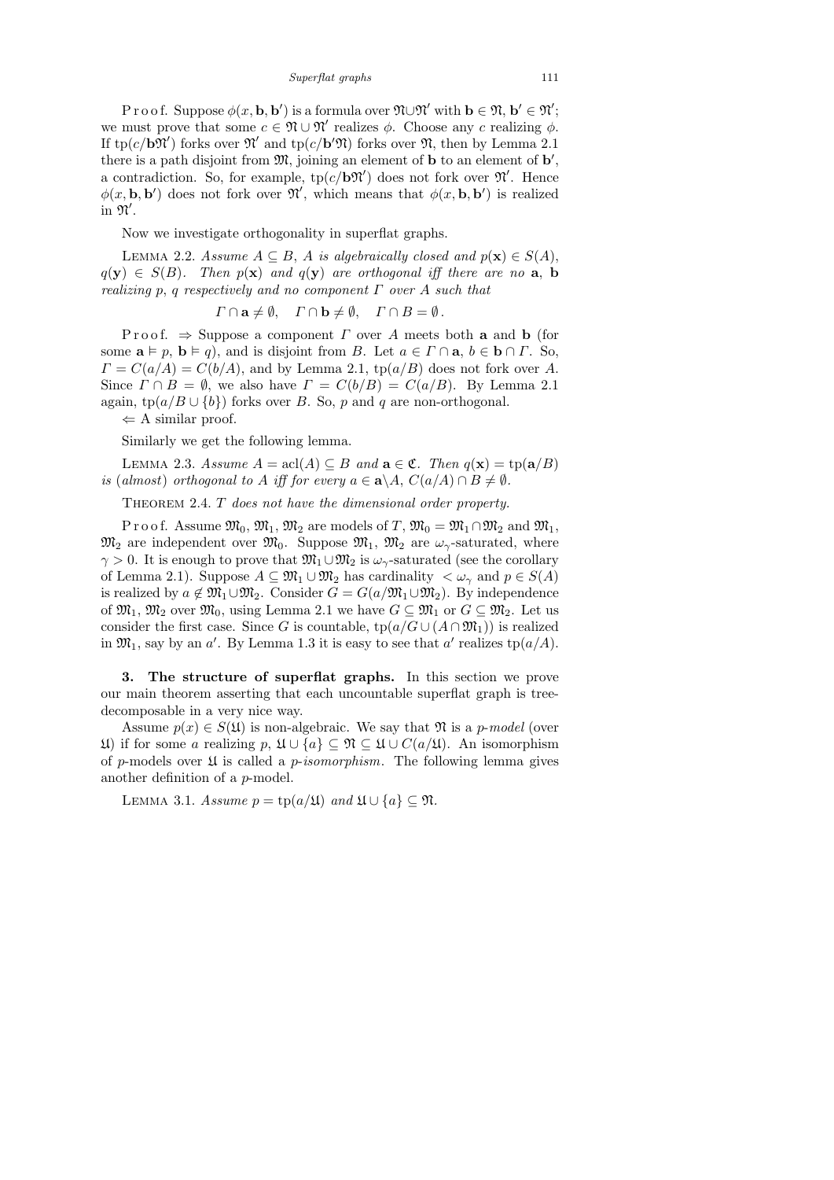Proof. Suppose $\phi(x, \mathbf{b}, \mathbf{b}')$ is a formula over $\mathfrak{N} \cup \mathfrak{N}'$ with $\mathbf{b} \in \mathfrak{N}$, $\mathbf{b}' \in \mathfrak{N}'$; we must prove that some $c \in \mathfrak{N} \cup \mathfrak{N}'$ realizes $\phi$. Choose any $c$ realizing $\phi$. If $\mathrm{tp}(c/\mathbf{b}\mathfrak{N}')$ forks over $\mathfrak{N}'$ and $\mathrm{tp}(c/\mathbf{b}'\mathfrak{N})$ forks over $\mathfrak{N}$, then by Lemma 2.1 there is a path disjoint from $\mathfrak{M}$, joining an element of $\mathbf{b}$ to an element of $\mathbf{b}'$, a contradiction. So, for example, $\mathrm{tp}(c/\mathbf{b}\mathfrak{N}')$ does not fork over $\mathfrak{N}'$. Hence $\phi(x, \mathbf{b}, \mathbf{b}')$ does not fork over $\mathfrak{N}'$, which means that $\phi(x, \mathbf{b}, \mathbf{b}')$ is realized in $\mathfrak{N}'$.

Now we investigate orthogonality in superflat graphs.

LEMMA 2.2. *Assume $A \subseteq B$, $A$ is algebraically closed and $p(\mathbf{x}) \in S(A)$, $q(\mathbf{y}) \in S(B)$. Then $p(\mathbf{x})$ and $q(\mathbf{y})$ are orthogonal iff there are no $\mathbf{a}$, $\mathbf{b}$ realizing $p$, $q$ respectively and no component $\Gamma$ over $A$ such that*

$$\Gamma \cap \mathbf{a} \neq \emptyset, \quad \Gamma \cap \mathbf{b} \neq \emptyset, \quad \Gamma \cap B = \emptyset.$$

Proof. $\Rightarrow$ Suppose a component $\Gamma$ over $A$ meets both $\mathbf{a}$ and $\mathbf{b}$ (for some $\mathbf{a} \models p$, $\mathbf{b} \models q$), and is disjoint from $B$. Let $a \in \Gamma \cap \mathbf{a}$, $b \in \mathbf{b} \cap \Gamma$. So, $\Gamma = C(a/A) = C(b/A)$, and by Lemma 2.1, $\mathrm{tp}(a/B)$ does not fork over $A$. Since $\Gamma \cap B = \emptyset$, we also have $\Gamma = C(b/B) = C(a/B)$. By Lemma 2.1 again, $\mathrm{tp}(a/B \cup \{b\})$ forks over $B$. So, $p$ and $q$ are non-orthogonal.

$\Leftarrow$ A similar proof.

Similarly we get the following lemma.

LEMMA 2.3. *Assume $A = \mathrm{acl}(A) \subseteq B$ and $\mathbf{a} \in \mathfrak{C}$. Then $q(\mathbf{x}) = \mathrm{tp}(\mathbf{a}/B)$ is (almost) orthogonal to $A$ iff for every $a \in \mathbf{a} \backslash A$, $C(a/A) \cap B \neq \emptyset$.*

THEOREM 2.4. *$T$ does not have the dimensional order property.*

Proof. Assume $\mathfrak{M}_0$, $\mathfrak{M}_1$, $\mathfrak{M}_2$ are models of $T$, $\mathfrak{M}_0 = \mathfrak{M}_1 \cap \mathfrak{M}_2$ and $\mathfrak{M}_1$, $\mathfrak{M}_2$ are independent over $\mathfrak{M}_0$. Suppose $\mathfrak{M}_1$, $\mathfrak{M}_2$ are $\omega_\gamma$-saturated, where $\gamma > 0$. It is enough to prove that $\mathfrak{M}_1 \cup \mathfrak{M}_2$ is $\omega_\gamma$-saturated (see the corollary of Lemma 2.1). Suppose $A \subseteq \mathfrak{M}_1 \cup \mathfrak{M}_2$ has cardinality $< \omega_\gamma$ and $p \in S(A)$ is realized by $a \notin \mathfrak{M}_1 \cup \mathfrak{M}_2$. Consider $G = G(a/\mathfrak{M}_1 \cup \mathfrak{M}_2)$. By independence of $\mathfrak{M}_1$, $\mathfrak{M}_2$ over $\mathfrak{M}_0$, using Lemma 2.1 we have $G \subseteq \mathfrak{M}_1$ or $G \subseteq \mathfrak{M}_2$. Let us consider the first case. Since $G$ is countable, $\mathrm{tp}(a/G \cup (A \cap \mathfrak{M}_1))$ is realized in $\mathfrak{M}_1$, say by an $a'$. By Lemma 1.3 it is easy to see that $a'$ realizes $\mathrm{tp}(a/A)$.

## 3. The structure of superflat graphs.

In this section we prove our main theorem asserting that each uncountable superflat graph is tree-decomposable in a very nice way.

Assume $p(x) \in S(\mathfrak{U})$ is non-algebraic. We say that $\mathfrak{N}$ is a *$p$-model* (over $\mathfrak{U}$) if for some $a$ realizing $p$, $\mathfrak{U} \cup \{a\} \subseteq \mathfrak{N} \subseteq \mathfrak{U} \cup C(a/\mathfrak{U})$. An isomorphism of $p$-models over $\mathfrak{U}$ is called a *$p$-isomorphism*. The following lemma gives another definition of a $p$-model.

LEMMA 3.1. *Assume $p = \mathrm{tp}(a/\mathfrak{U})$ and $\mathfrak{U} \cup \{a\} \subseteq \mathfrak{N}$.*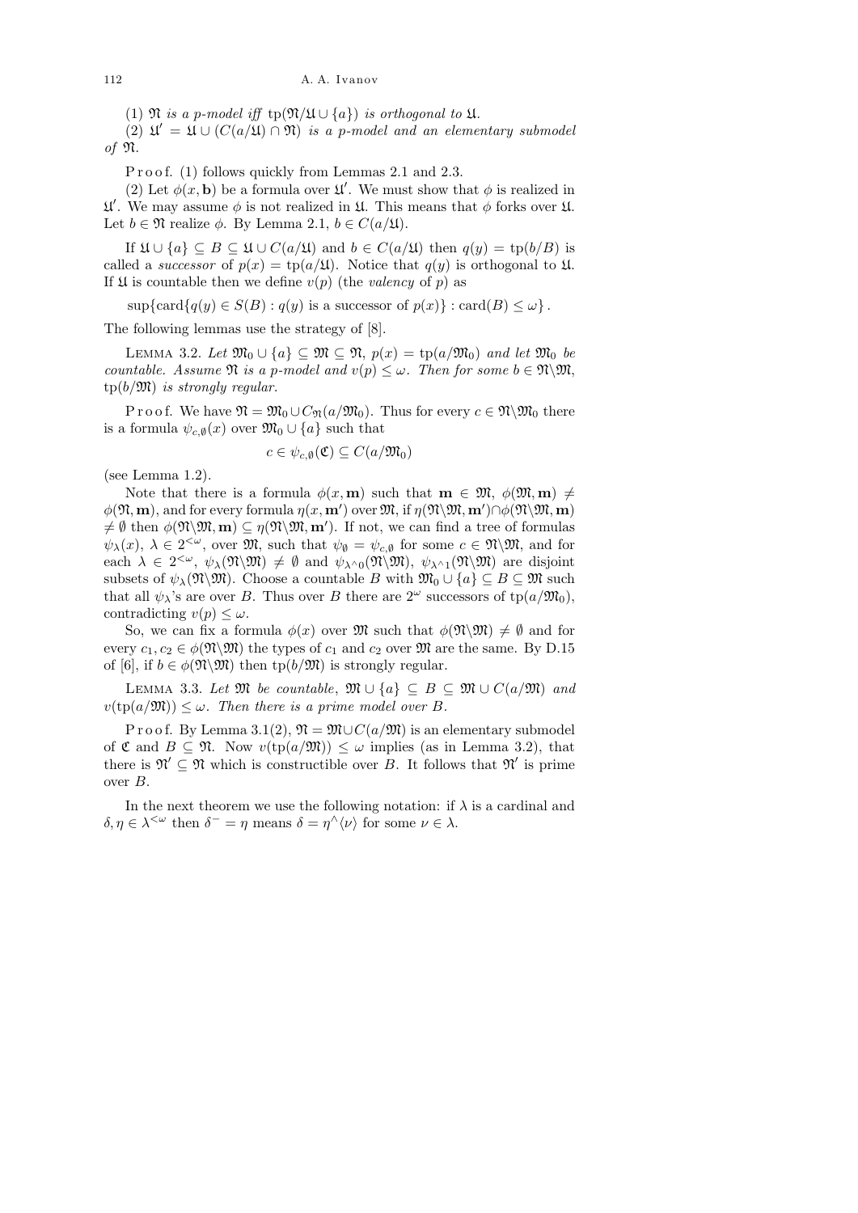(1) $\mathfrak{N}$ *is a p-model iff* $\mathrm{tp}(\mathfrak{N}/\mathfrak{U} \cup \{a\})$ *is orthogonal to* $\mathfrak{U}$.

(2) $\mathfrak{U}' = \mathfrak{U} \cup (C(a/\mathfrak{U}) \cap \mathfrak{N})$ *is a p-model and an elementary submodel of* $\mathfrak{N}$.

Proof. (1) follows quickly from Lemmas 2.1 and 2.3.

(2) Let $\phi(x, \mathbf{b})$ be a formula over $\mathfrak{U}'$. We must show that $\phi$ is realized in $\mathfrak{U}'$. We may assume $\phi$ is not realized in $\mathfrak{U}$. This means that $\phi$ forks over $\mathfrak{U}$. Let $b \in \mathfrak{N}$ realize $\phi$. By Lemma 2.1, $b \in C(a/\mathfrak{U})$.

If $\mathfrak{U} \cup \{a\} \subseteq B \subseteq \mathfrak{U} \cup C(a/\mathfrak{U})$ and $b \in C(a/\mathfrak{U})$ then $q(y) = \mathrm{tp}(b/B)$ is called a *successor* of $p(x) = \mathrm{tp}(a/\mathfrak{U})$. Notice that $q(y)$ is orthogonal to $\mathfrak{U}$. If $\mathfrak{U}$ is countable then we define $v(p)$ (the *valency* of $p$) as

$$\sup\{\mathrm{card}\{q(y) \in S(B) : q(y) \text{ is a successor of } p(x)\} : \mathrm{card}(B) \leq \omega\}\,.$$

The following lemmas use the strategy of [8].

LEMMA 3.2. *Let* $\mathfrak{M}_0 \cup \{a\} \subseteq \mathfrak{M} \subseteq \mathfrak{N}$, $p(x) = \mathrm{tp}(a/\mathfrak{M}_0)$ *and let* $\mathfrak{M}_0$ *be countable. Assume* $\mathfrak{N}$ *is a p-model and* $v(p) \leq \omega$. *Then for some* $b \in \mathfrak{N}\backslash\mathfrak{M}$, $\mathrm{tp}(b/\mathfrak{M})$ *is strongly regular.*

Proof. We have $\mathfrak{N} = \mathfrak{M}_0 \cup C_{\mathfrak{N}}(a/\mathfrak{M}_0)$. Thus for every $c \in \mathfrak{N}\backslash\mathfrak{M}_0$ there is a formula $\psi_{c,\emptyset}(x)$ over $\mathfrak{M}_0 \cup \{a\}$ such that

$$c \in \psi_{c,\emptyset}(\mathfrak{C}) \subseteq C(a/\mathfrak{M}_0)$$

(see Lemma 1.2).

Note that there is a formula $\phi(x, \mathbf{m})$ such that $\mathbf{m} \in \mathfrak{M}$, $\phi(\mathfrak{N}, \mathbf{m}) \neq \phi(\mathfrak{N}, \mathbf{m})$, and for every formula $\eta(x, \mathbf{m}')$ over $\mathfrak{M}$, if $\eta(\mathfrak{N}\backslash\mathfrak{M}, \mathbf{m}') \cap \phi(\mathfrak{N}\backslash\mathfrak{M}, \mathbf{m}) \neq \emptyset$ then $\phi(\mathfrak{N}\backslash\mathfrak{M}, \mathbf{m}) \subseteq \eta(\mathfrak{N}\backslash\mathfrak{M}, \mathbf{m}')$. If not, we can find a tree of formulas $\psi_\lambda(x)$, $\lambda \in 2^{<\omega}$, over $\mathfrak{M}$, such that $\psi_\emptyset = \psi_{c,\emptyset}$ for some $c \in \mathfrak{N}\backslash\mathfrak{M}$, and for each $\lambda \in 2^{<\omega}$, $\psi_\lambda(\mathfrak{N}\backslash\mathfrak{M}) \neq \emptyset$ and $\psi_{\lambda^\wedge 0}(\mathfrak{N}\backslash\mathfrak{M})$, $\psi_{\lambda^\wedge 1}(\mathfrak{N}\backslash\mathfrak{M})$ are disjoint subsets of $\psi_\lambda(\mathfrak{N}\backslash\mathfrak{M})$. Choose a countable $B$ with $\mathfrak{M}_0 \cup \{a\} \subseteq B \subseteq \mathfrak{M}$ such that all $\psi_\lambda$'s are over $B$. Thus over $B$ there are $2^\omega$ successors of $\mathrm{tp}(a/\mathfrak{M}_0)$, contradicting $v(p) \leq \omega$.

So, we can fix a formula $\phi(x)$ over $\mathfrak{M}$ such that $\phi(\mathfrak{N}\backslash\mathfrak{M}) \neq \emptyset$ and for every $c_1, c_2 \in \phi(\mathfrak{N}\backslash\mathfrak{M})$ the types of $c_1$ and $c_2$ over $\mathfrak{M}$ are the same. By D.15 of [6], if $b \in \phi(\mathfrak{N}\backslash\mathfrak{M})$ then $\mathrm{tp}(b/\mathfrak{M})$ is strongly regular.

LEMMA 3.3. *Let* $\mathfrak{M}$ *be countable*, $\mathfrak{M} \cup \{a\} \subseteq B \subseteq \mathfrak{M} \cup C(a/\mathfrak{M})$ *and* $v(\mathrm{tp}(a/\mathfrak{M})) \leq \omega$. *Then there is a prime model over* $B$.

Proof. By Lemma 3.1(2), $\mathfrak{N} = \mathfrak{M} \cup C(a/\mathfrak{M})$ is an elementary submodel of $\mathfrak{C}$ and $B \subseteq \mathfrak{N}$. Now $v(\mathrm{tp}(a/\mathfrak{M})) \leq \omega$ implies (as in Lemma 3.2), that there is $\mathfrak{N}' \subseteq \mathfrak{N}$ which is constructible over $B$. It follows that $\mathfrak{N}'$ is prime over $B$.

In the next theorem we use the following notation: if $\lambda$ is a cardinal and $\delta, \eta \in \lambda^{<\omega}$ then $\delta^- = \eta$ means $\delta = \eta^\wedge\langle\nu\rangle$ for some $\nu \in \lambda$.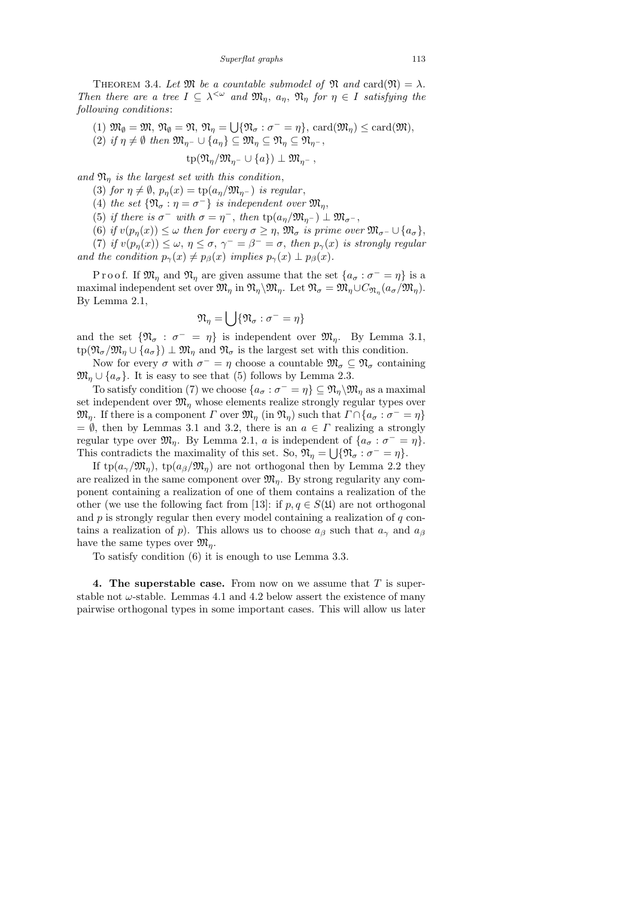THEOREM 3.4. *Let $\mathfrak{M}$ be a countable submodel of $\mathfrak{N}$ and* $\mathrm{card}(\mathfrak{N}) = \lambda$. *Then there are a tree $I \subseteq \lambda^{<\omega}$ and $\mathfrak{M}_\eta$, $a_\eta$, $\mathfrak{N}_\eta$ for $\eta \in I$ satisfying the following conditions*:

(1) $\mathfrak{M}_\emptyset = \mathfrak{M}$, $\mathfrak{N}_\emptyset = \mathfrak{N}$, $\mathfrak{N}_\eta = \bigcup\{\mathfrak{N}_\sigma : \sigma^- = \eta\}$, $\mathrm{card}(\mathfrak{M}_\eta) \leq \mathrm{card}(\mathfrak{M})$,

(2) *if $\eta \neq \emptyset$ then* $\mathfrak{M}_{\eta^-} \cup \{a_\eta\} \subseteq \mathfrak{M}_\eta \subseteq \mathfrak{N}_\eta \subseteq \mathfrak{N}_{\eta^-}$,

$$\mathrm{tp}(\mathfrak{N}_\eta/\mathfrak{M}_{\eta^-} \cup \{a\}) \perp \mathfrak{M}_{\eta^-},$$

*and $\mathfrak{N}_\eta$ is the largest set with this condition*,

(3) *for $\eta \neq \emptyset$, $p_\eta(x) = \mathrm{tp}(a_\eta/\mathfrak{M}_{\eta^-})$ is regular*,

(4) *the set $\{\mathfrak{N}_\sigma : \eta = \sigma^-\}$ is independent over $\mathfrak{M}_\eta$*,

(5) *if there is $\sigma^-$ with $\sigma = \eta^-$, then* $\mathrm{tp}(a_\eta/\mathfrak{M}_{\eta^-}) \perp \mathfrak{M}_{\sigma^-}$,

(6) *if $v(p_\eta(x)) \leq \omega$ then for every $\sigma \geq \eta$, $\mathfrak{M}_\sigma$ is prime over $\mathfrak{M}_{\sigma^-} \cup \{a_\sigma\}$*,

(7) *if $v(p_\eta(x)) \leq \omega$, $\eta \leq \sigma$, $\gamma^- = \beta^- = \sigma$, then $p_\gamma(x)$ is strongly regular and the condition $p_\gamma(x) \neq p_\beta(x)$ implies $p_\gamma(x) \perp p_\beta(x)$.*

P r o o f. If $\mathfrak{M}_\eta$ and $\mathfrak{N}_\eta$ are given assume that the set $\{a_\sigma : \sigma^- = \eta\}$ is a maximal independent set over $\mathfrak{M}_\eta$ in $\mathfrak{N}_\eta \backslash \mathfrak{M}_\eta$. Let $\mathfrak{N}_\sigma = \mathfrak{M}_\eta \cup C_{\mathfrak{N}_\eta}(a_\sigma/\mathfrak{M}_\eta)$. By Lemma 2.1,

$$\mathfrak{N}_\eta = \bigcup\{\mathfrak{N}_\sigma : \sigma^- = \eta\}$$

and the set $\{\mathfrak{N}_\sigma : \sigma^- = \eta\}$ is independent over $\mathfrak{M}_\eta$. By Lemma 3.1, $\mathrm{tp}(\mathfrak{N}_\sigma/\mathfrak{M}_\eta \cup \{a_\sigma\}) \perp \mathfrak{M}_\eta$ and $\mathfrak{N}_\sigma$ is the largest set with this condition.

Now for every $\sigma$ with $\sigma^- = \eta$ choose a countable $\mathfrak{M}_\sigma \subseteq \mathfrak{N}_\sigma$ containing $\mathfrak{M}_\eta \cup \{a_\sigma\}$. It is easy to see that (5) follows by Lemma 2.3.

To satisfy condition (7) we choose $\{a_\sigma : \sigma^- = \eta\} \subseteq \mathfrak{N}_\eta \backslash \mathfrak{M}_\eta$ as a maximal set independent over $\mathfrak{M}_\eta$ whose elements realize strongly regular types over $\mathfrak{M}_\eta$. If there is a component $\Gamma$ over $\mathfrak{M}_\eta$ (in $\mathfrak{N}_\eta$) such that $\Gamma \cap \{a_\sigma : \sigma^- = \eta\} = \emptyset$, then by Lemmas 3.1 and 3.2, there is an $a \in \Gamma$ realizing a strongly regular type over $\mathfrak{M}_\eta$. By Lemma 2.1, $a$ is independent of $\{a_\sigma : \sigma^- = \eta\}$. This contradicts the maximality of this set. So, $\mathfrak{N}_\eta = \bigcup\{\mathfrak{N}_\sigma : \sigma^- = \eta\}$.

If $\mathrm{tp}(a_\gamma/\mathfrak{M}_\eta)$, $\mathrm{tp}(a_\beta/\mathfrak{M}_\eta)$ are not orthogonal then by Lemma 2.2 they are realized in the same component over $\mathfrak{M}_\eta$. By strong regularity any component containing a realization of one of them contains a realization of the other (we use the following fact from [13]: if $p, q \in S(\mathfrak{U})$ are not orthogonal and $p$ is strongly regular then every model containing a realization of $q$ contains a realization of $p$). This allows us to choose $a_\beta$ such that $a_\gamma$ and $a_\beta$ have the same types over $\mathfrak{M}_\eta$.

To satisfy condition (6) it is enough to use Lemma 3.3.

**4. The superstable case.** From now on we assume that $T$ is superstable not $\omega$-stable. Lemmas 4.1 and 4.2 below assert the existence of many pairwise orthogonal types in some important cases. This will allow us later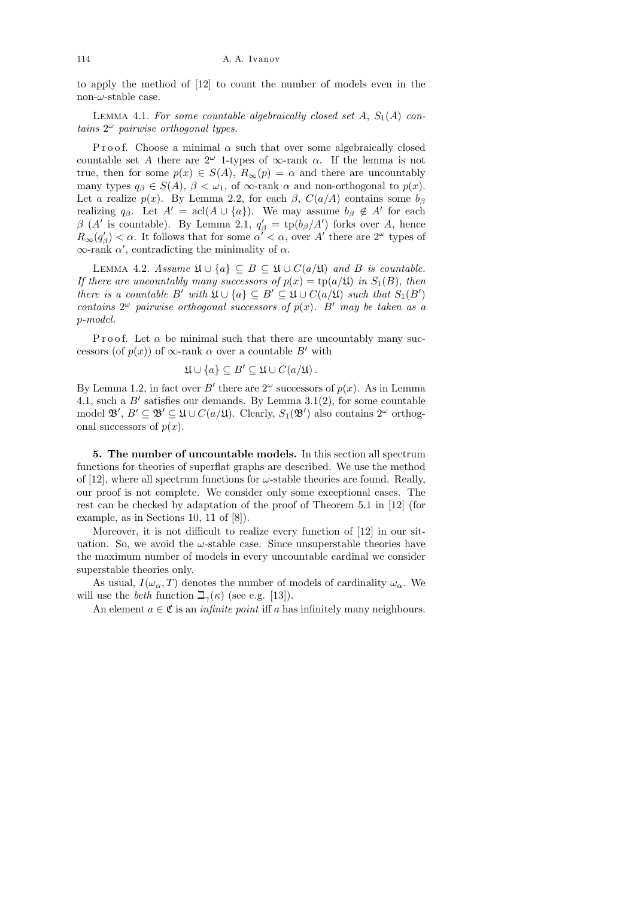to apply the method of [12] to count the number of models even in the non-$\omega$-stable case.

LEMMA 4.1. *For some countable algebraically closed set $A$, $S_1(A)$ contains $2^\omega$ pairwise orthogonal types.*

P r o o f. Choose a minimal $\alpha$ such that over some algebraically closed countable set $A$ there are $2^\omega$ 1-types of $\infty$-rank $\alpha$. If the lemma is not true, then for some $p(x) \in S(A)$, $R_\infty(p) = \alpha$ and there are uncountably many types $q_\beta \in S(A)$, $\beta < \omega_1$, of $\infty$-rank $\alpha$ and non-orthogonal to $p(x)$. Let $a$ realize $p(x)$. By Lemma 2.2, for each $\beta$, $C(a/A)$ contains some $b_\beta$ realizing $q_\beta$. Let $A' = \mathrm{acl}(A \cup \{a\})$. We may assume $b_\beta \notin A'$ for each $\beta$ ($A'$ is countable). By Lemma 2.1, $q'_\beta = \mathrm{tp}(b_\beta/A')$ forks over $A$, hence $R_\infty(q'_\beta) < \alpha$. It follows that for some $\alpha' < \alpha$, over $A'$ there are $2^\omega$ types of $\infty$-rank $\alpha'$, contradicting the minimality of $\alpha$.

LEMMA 4.2. *Assume $\mathfrak{U} \cup \{a\} \subseteq B \subseteq \mathfrak{U} \cup C(a/\mathfrak{U})$ and $B$ is countable. If there are uncountably many successors of $p(x) = \mathrm{tp}(a/\mathfrak{U})$ in $S_1(B)$, then there is a countable $B'$ with $\mathfrak{U} \cup \{a\} \subseteq B' \subseteq \mathfrak{U} \cup C(a/\mathfrak{U})$ such that $S_1(B')$ contains $2^\omega$ pairwise orthogonal successors of $p(x)$. $B'$ may be taken as a p-model.*

P r o o f. Let $\alpha$ be minimal such that there are uncountably many successors (of $p(x)$) of $\infty$-rank $\alpha$ over a countable $B'$ with

$$\mathfrak{U} \cup \{a\} \subseteq B' \subseteq \mathfrak{U} \cup C(a/\mathfrak{U}).$$

By Lemma 1.2, in fact over $B'$ there are $2^\omega$ successors of $p(x)$. As in Lemma 4.1, such a $B'$ satisfies our demands. By Lemma 3.1(2), for some countable model $\mathfrak{B}'$, $B' \subseteq \mathfrak{B}' \subseteq \mathfrak{U} \cup C(a/\mathfrak{U})$. Clearly, $S_1(\mathfrak{B}')$ also contains $2^\omega$ orthogonal successors of $p(x)$.

**5. The number of uncountable models.** In this section all spectrum functions for theories of superflat graphs are described. We use the method of [12], where all spectrum functions for $\omega$-stable theories are found. Really, our proof is not complete. We consider only some exceptional cases. The rest can be checked by adaptation of the proof of Theorem 5.1 in [12] (for example, as in Sections 10, 11 of [8]).

Moreover, it is not difficult to realize every function of [12] in our situation. So, we avoid the $\omega$-stable case. Since unsuperstable theories have the maximum number of models in every uncountable cardinal we consider superstable theories only.

As usual, $I(\omega_\alpha, T)$ denotes the number of models of cardinality $\omega_\alpha$. We will use the *beth* function $\beth_\gamma(\kappa)$ (see e.g. [13]).

An element $a \in \mathfrak{C}$ is an *infinite point* iff $a$ has infinitely many neighbours.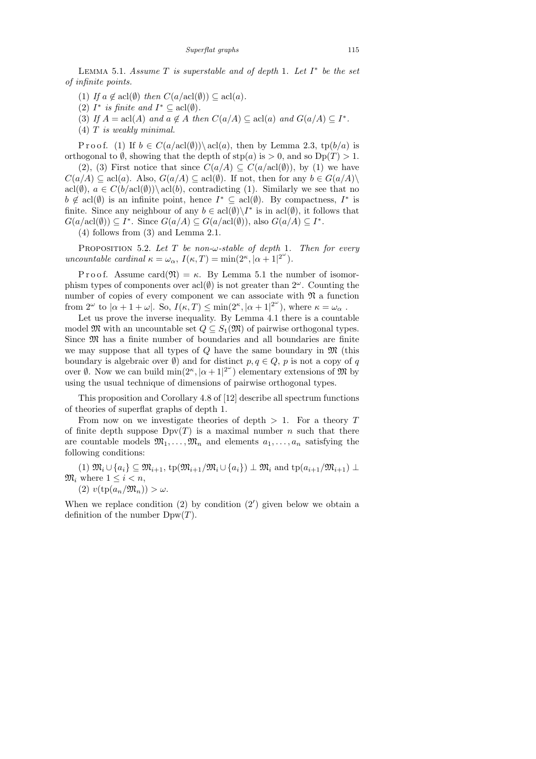**Lemma 5.1.** *Assume $T$ is superstable and of depth 1. Let $I^*$ be the set of infinite points.*

(1) *If $a \notin \mathrm{acl}(\emptyset)$ then $C(a/\mathrm{acl}(\emptyset)) \subseteq \mathrm{acl}(a)$.*

(2) *$I^*$ is finite and $I^* \subseteq \mathrm{acl}(\emptyset)$.*

(3) *If $A = \mathrm{acl}(A)$ and $a \notin A$ then $C(a/A) \subseteq \mathrm{acl}(a)$ and $G(a/A) \subseteq I^*$.*

(4) *$T$ is weakly minimal.*

Proof. (1) If $b \in C(a/\mathrm{acl}(\emptyset)) \setminus \mathrm{acl}(a)$, then by Lemma 2.3, $\mathrm{tp}(b/a)$ is orthogonal to $\emptyset$, showing that the depth of $\mathrm{stp}(a)$ is $> 0$, and so $\mathrm{Dp}(T) > 1$.

(2), (3) First notice that since $C(a/A) \subseteq C(a/\mathrm{acl}(\emptyset))$, by (1) we have $C(a/A) \subseteq \mathrm{acl}(a)$. Also, $G(a/A) \subseteq \mathrm{acl}(\emptyset)$. If not, then for any $b \in G(a/A) \setminus \mathrm{acl}(\emptyset)$, $a \in C(b/\mathrm{acl}(\emptyset)) \setminus \mathrm{acl}(b)$, contradicting (1). Similarly we see that no $b \notin \mathrm{acl}(\emptyset)$ is an infinite point, hence $I^* \subseteq \mathrm{acl}(\emptyset)$. By compactness, $I^*$ is finite. Since any neighbour of any $b \in \mathrm{acl}(\emptyset) \setminus I^*$ is in $\mathrm{acl}(\emptyset)$, it follows that $G(a/\mathrm{acl}(\emptyset)) \subseteq I^*$. Since $G(a/A) \subseteq G(a/\mathrm{acl}(\emptyset))$, also $G(a/A) \subseteq I^*$.

(4) follows from (3) and Lemma 2.1.

**Proposition 5.2.** *Let $T$ be non-$\omega$-stable of depth 1. Then for every uncountable cardinal $\kappa = \omega_\alpha$, $I(\kappa, T) = \min(2^\kappa, |\alpha + 1|^{2^\omega})$.*

Proof. Assume $\mathrm{card}(\mathfrak{N}) = \kappa$. By Lemma 5.1 the number of isomorphism types of components over $\mathrm{acl}(\emptyset)$ is not greater than $2^\omega$. Counting the number of copies of every component we can associate with $\mathfrak{N}$ a function from $2^\omega$ to $|\alpha + 1 + \omega|$. So, $I(\kappa, T) \leq \min(2^\kappa, |\alpha + 1|^{2^\omega})$, where $\kappa = \omega_\alpha$.

Let us prove the inverse inequality. By Lemma 4.1 there is a countable model $\mathfrak{M}$ with an uncountable set $Q \subseteq S_1(\mathfrak{M})$ of pairwise orthogonal types. Since $\mathfrak{M}$ has a finite number of boundaries and all boundaries are finite we may suppose that all types of $Q$ have the same boundary in $\mathfrak{M}$ (this boundary is algebraic over $\emptyset$) and for distinct $p, q \in Q$, $p$ is not a copy of $q$ over $\emptyset$. Now we can build $\min(2^\kappa, |\alpha + 1|^{2^\omega})$ elementary extensions of $\mathfrak{M}$ by using the usual technique of dimensions of pairwise orthogonal types.

This proposition and Corollary 4.8 of [12] describe all spectrum functions of theories of superflat graphs of depth 1.

From now on we investigate theories of depth $> 1$. For a theory $T$ of finite depth suppose $\mathrm{Dpv}(T)$ is a maximal number $n$ such that there are countable models $\mathfrak{M}_1, \ldots, \mathfrak{M}_n$ and elements $a_1, \ldots, a_n$ satisfying the following conditions:

(1) $\mathfrak{M}_i \cup \{a_i\} \subseteq \mathfrak{M}_{i+1}$, $\mathrm{tp}(\mathfrak{M}_{i+1}/\mathfrak{M}_i \cup \{a_i\}) \perp \mathfrak{M}_i$ and $\mathrm{tp}(a_{i+1}/\mathfrak{M}_{i+1}) \perp \mathfrak{M}_i$ where $1 \leq i < n$,

(2) $v(\mathrm{tp}(a_n/\mathfrak{M}_n)) > \omega$.

When we replace condition (2) by condition (2′) given below we obtain a definition of the number $\mathrm{Dpw}(T)$.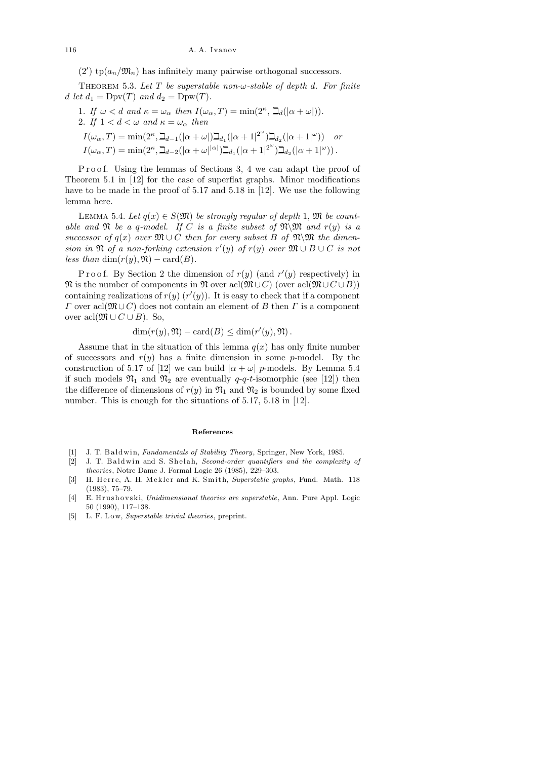(2′) $\mathrm{tp}(a_n/\mathfrak{M}_n)$ has infinitely many pairwise orthogonal successors.

THEOREM 5.3. *Let $T$ be superstable non-$\omega$-stable of depth $d$. For finite $d$ let $d_1 = \mathrm{Dpv}(T)$ and $d_2 = \mathrm{Dpw}(T)$.*

1. *If $\omega < d$ and $\kappa = \omega_\alpha$ then $I(\omega_\alpha, T) = \min(2^\kappa, \beth_d(|\alpha + \omega|))$.*
2. *If $1 < d < \omega$ and $\kappa = \omega_\alpha$ then*

$$I(\omega_\alpha, T) = \min(2^\kappa, \beth_{d-1}(|\alpha+\omega|)\beth_{d_1}(|\alpha+1|^{2^\omega})\beth_{d_2}(|\alpha+1|^\omega)) \quad \textit{or}$$
$$I(\omega_\alpha, T) = \min(2^\kappa, \beth_{d-2}(|\alpha+\omega|^{|\alpha|})\beth_{d_1}(|\alpha+1|^{2^\omega})\beth_{d_2}(|\alpha+1|^\omega)).$$

Proof. Using the lemmas of Sections 3, 4 we can adapt the proof of Theorem 5.1 in [12] for the case of superflat graphs. Minor modifications have to be made in the proof of 5.17 and 5.18 in [12]. We use the following lemma here.

LEMMA 5.4. *Let $q(x) \in S(\mathfrak{M})$ be strongly regular of depth 1, $\mathfrak{M}$ be countable and $\mathfrak{N}$ be a $q$-model. If $C$ is a finite subset of $\mathfrak{N}\backslash\mathfrak{M}$ and $r(y)$ is a successor of $q(x)$ over $\mathfrak{M} \cup C$ then for every subset $B$ of $\mathfrak{N}\backslash\mathfrak{M}$ the dimension in $\mathfrak{N}$ of a non-forking extension $r'(y)$ of $r(y)$ over $\mathfrak{M} \cup B \cup C$ is not less than $\dim(r(y), \mathfrak{N}) - \mathrm{card}(B)$.*

Proof. By Section 2 the dimension of $r(y)$ (and $r'(y)$ respectively) in $\mathfrak{N}$ is the number of components in $\mathfrak{N}$ over $\mathrm{acl}(\mathfrak{M} \cup C)$ (over $\mathrm{acl}(\mathfrak{M} \cup C \cup B)$) containing realizations of $r(y)$ ($r'(y)$). It is easy to check that if a component $\Gamma$ over $\mathrm{acl}(\mathfrak{M} \cup C)$ does not contain an element of $B$ then $\Gamma$ is a component over $\mathrm{acl}(\mathfrak{M} \cup C \cup B)$. So,

$$\dim(r(y), \mathfrak{N}) - \mathrm{card}(B) \le \dim(r'(y), \mathfrak{N}).$$

Assume that in the situation of this lemma $q(x)$ has only finite number of successors and $r(y)$ has a finite dimension in some $p$-model. By the construction of 5.17 of [12] we can build $|\alpha + \omega|$ $p$-models. By Lemma 5.4 if such models $\mathfrak{N}_1$ and $\mathfrak{N}_2$ are eventually $q$-$q$-$t$-isomorphic (see [12]) then the difference of dimensions of $r(y)$ in $\mathfrak{N}_1$ and $\mathfrak{N}_2$ is bounded by some fixed number. This is enough for the situations of 5.17, 5.18 in [12].

## References

[1] J. T. Baldwin, *Fundamentals of Stability Theory*, Springer, New York, 1985.

[2] J. T. Baldwin and S. Shelah, *Second-order quantifiers and the complexity of theories*, Notre Dame J. Formal Logic 26 (1985), 229–303.

[3] H. Herre, A. H. Mekler and K. Smith, *Superstable graphs*, Fund. Math. 118 (1983), 75–79.

[4] E. Hrushovski, *Unidimensional theories are superstable*, Ann. Pure Appl. Logic 50 (1990), 117–138.

[5] L. F. Low, *Superstable trivial theories*, preprint.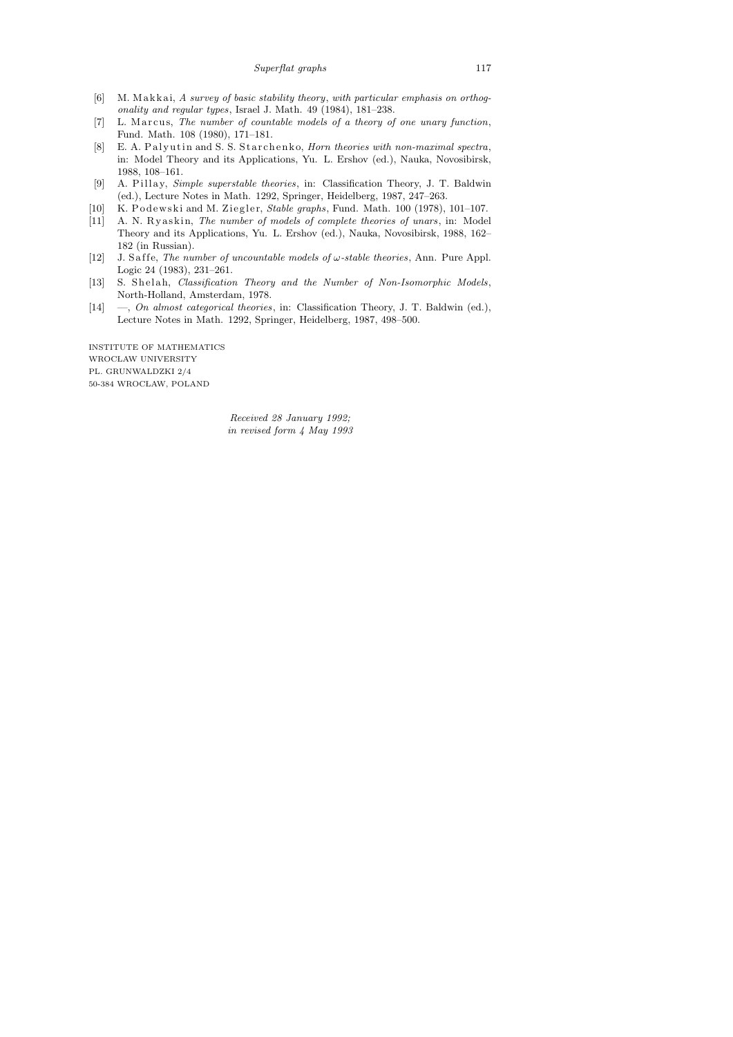[6] M. Makkai, *A survey of basic stability theory, with particular emphasis on orthogonality and regular types*, Israel J. Math. 49 (1984), 181–238.

[7] L. Marcus, *The number of countable models of a theory of one unary function*, Fund. Math. 108 (1980), 171–181.

[8] E. A. Palyutin and S. S. Starchenko, *Horn theories with non-maximal spectra*, in: Model Theory and its Applications, Yu. L. Ershov (ed.), Nauka, Novosibirsk, 1988, 108–161.

[9] A. Pillay, *Simple superstable theories*, in: Classification Theory, J. T. Baldwin (ed.), Lecture Notes in Math. 1292, Springer, Heidelberg, 1987, 247–263.

[10] K. Podewski and M. Ziegler, *Stable graphs*, Fund. Math. 100 (1978), 101–107.

[11] A. N. Ryaskin, *The number of models of complete theories of unars*, in: Model Theory and its Applications, Yu. L. Ershov (ed.), Nauka, Novosibirsk, 1988, 162–182 (in Russian).

[12] J. Saffe, *The number of uncountable models of $\omega$-stable theories*, Ann. Pure Appl. Logic 24 (1983), 231–261.

[13] S. Shelah, *Classification Theory and the Number of Non-Isomorphic Models*, North-Holland, Amsterdam, 1978.

[14] —, *On almost categorical theories*, in: Classification Theory, J. T. Baldwin (ed.), Lecture Notes in Math. 1292, Springer, Heidelberg, 1987, 498–500.

INSTITUTE OF MATHEMATICS
WROCŁAW UNIVERSITY
PL. GRUNWALDZKI 2/4
50-384 WROCŁAW, POLAND

*Received 28 January 1992;*
*in revised form 4 May 1993*